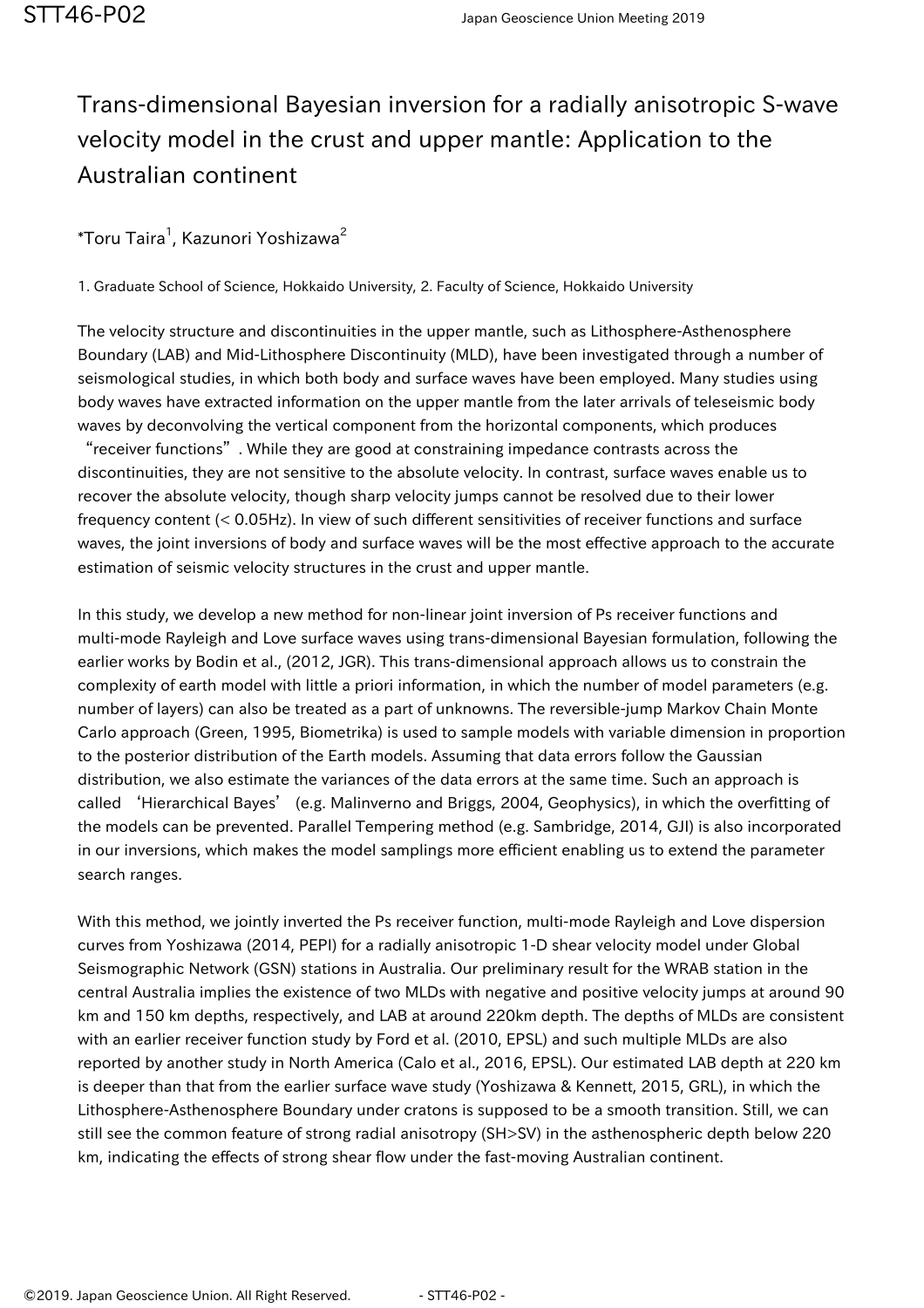# Trans-dimensional Bayesian inversion for a radially anisotropic S-wave velocity model in the crust and upper mantle: Application to the Australian continent

*Toru Taira[1], Kazunori Yoshizawa[2]

1. Graduate School of Science, Hokkaido University, 2. Faculty of Science, Hokkaido University

The velocity structure and discontinuities in the upper mantle, such as Lithosphere-Asthenosphere Boundary (LAB) and Mid-Lithosphere Discontinuity (MLD), have been investigated through a number of seismological studies, in which both body and surface waves have been employed. Many studies using body waves have extracted information on the upper mantle from the later arrivals of teleseismic body waves by deconvolving the vertical component from the horizontal components, which produces "receiver functions". While they are good at constraining impedance contrasts across the discontinuities, they are not sensitive to the absolute velocity. In contrast, surface waves enable us to recover the absolute velocity, though sharp velocity jumps cannot be resolved due to their lower frequency content (< 0.05Hz). In view of such different sensitivities of receiver functions and surface waves, the joint inversions of body and surface waves will be the most effective approach to the accurate estimation of seismic velocity structures in the crust and upper mantle.

In this study, we develop a new method for non-linear joint inversion of Ps receiver functions and multi-mode Rayleigh and Love surface waves using trans-dimensional Bayesian formulation, following the earlier works by Bodin et al., (2012, JGR). This trans-dimensional approach allows us to constrain the complexity of earth model with little a priori information, in which the number of model parameters (e.g. number of layers) can also be treated as a part of unknowns. The reversible-jump Markov Chain Monte Carlo approach (Green, 1995, Biometrika) is used to sample models with variable dimension in proportion to the posterior distribution of the Earth models. Assuming that data errors follow the Gaussian distribution, we also estimate the variances of the data errors at the same time. Such an approach is called 'Hierarchical Bayes' (e.g. Malinverno and Briggs, 2004, Geophysics), in which the overfitting of the models can be prevented. Parallel Tempering method (e.g. Sambridge, 2014, GJI) is also incorporated in our inversions, which makes the model samplings more efficient enabling us to extend the parameter search ranges.

With this method, we jointly inverted the Ps receiver function, multi-mode Rayleigh and Love dispersion curves from Yoshizawa (2014, PEPI) for a radially anisotropic 1-D shear velocity model under Global Seismographic Network (GSN) stations in Australia. Our preliminary result for the WRAB station in the central Australia implies the existence of two MLDs with negative and positive velocity jumps at around 90 km and 150 km depths, respectively, and LAB at around 220km depth. The depths of MLDs are consistent with an earlier receiver function study by Ford et al. (2010, EPSL) and such multiple MLDs are also reported by another study in North America (Calo et al., 2016, EPSL). Our estimated LAB depth at 220 km is deeper than that from the earlier surface wave study (Yoshizawa & Kennett, 2015, GRL), in which the Lithosphere-Asthenosphere Boundary under cratons is supposed to be a smooth transition. Still, we can still see the common feature of strong radial anisotropy (SH>SV) in the asthenospheric depth below 220 km, indicating the effects of strong shear flow under the fast-moving Australian continent.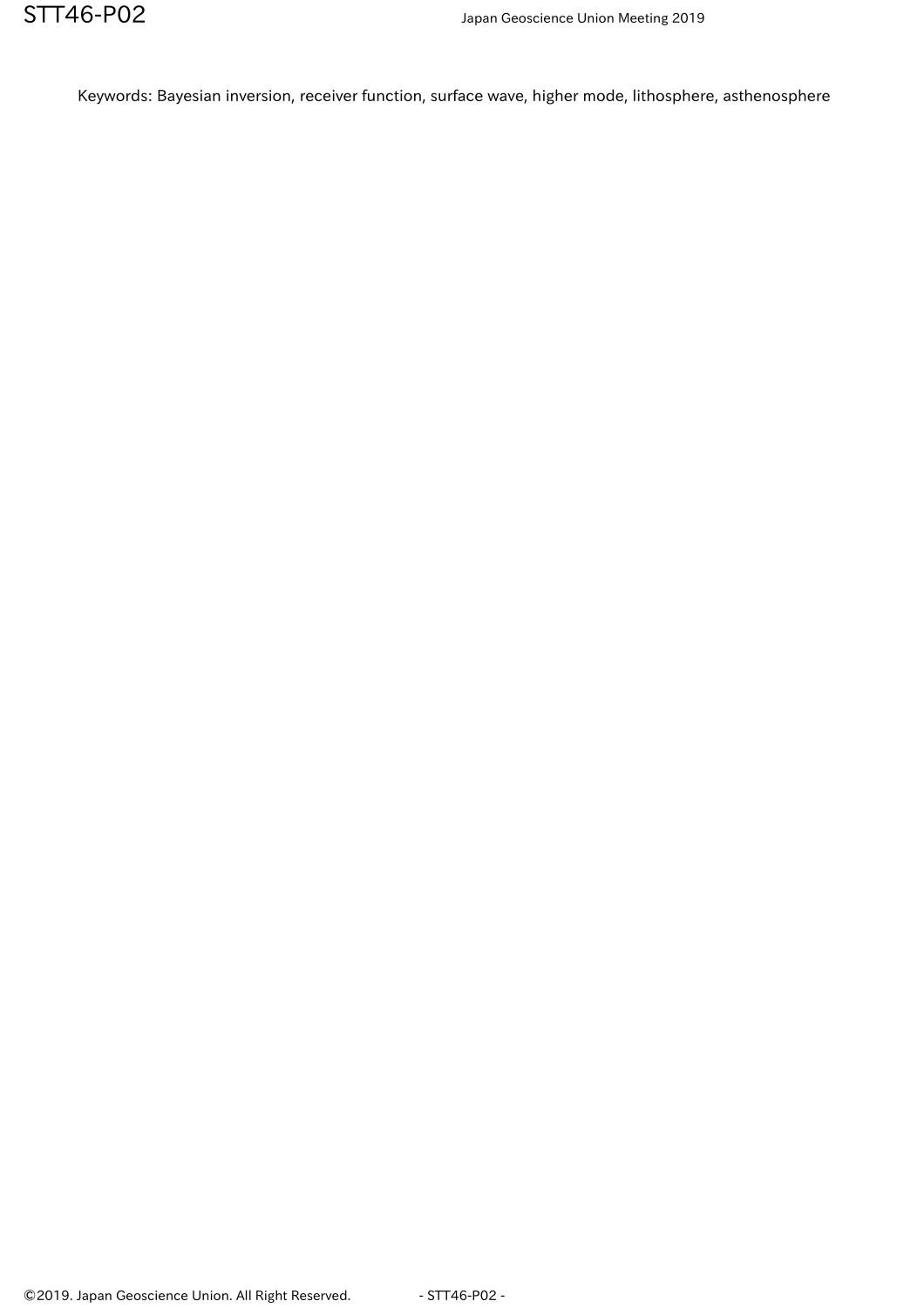Keywords: Bayesian inversion, receiver function, surface wave, higher mode, lithosphere, asthenosphere